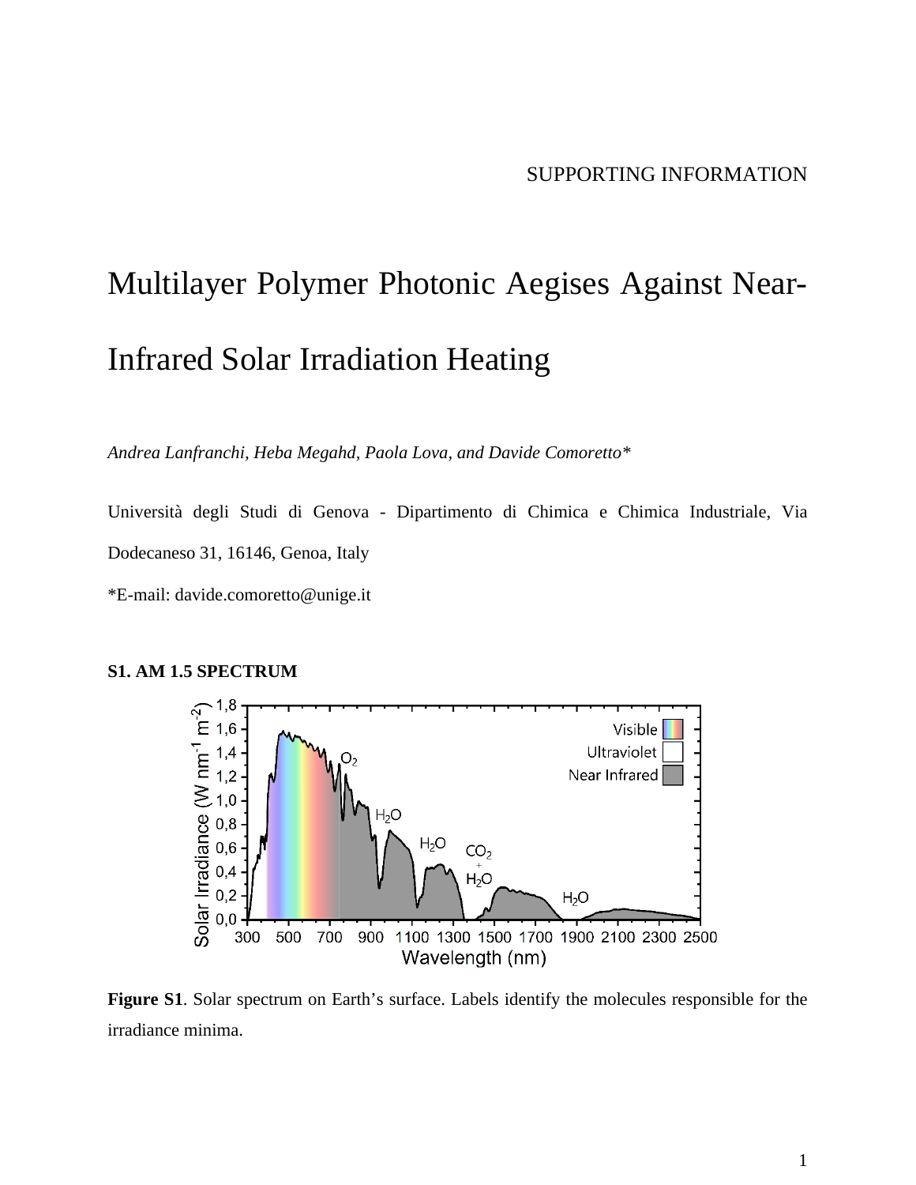SUPPORTING INFORMATION

# Multilayer Polymer Photonic Aegises Against Near-Infrared Solar Irradiation Heating

*Andrea Lanfranchi, Heba Megahd, Paola Lova, and Davide Comoretto\**

Università degli Studi di Genova - Dipartimento di Chimica e Chimica Industriale, Via Dodecaneso 31, 16146, Genoa, Italy

\*E-mail: davide.comoretto@unige.it

## S1. AM 1.5 SPECTRUM

**Figure S1**. Solar spectrum on Earth's surface. Labels identify the molecules responsible for the irradiance minima.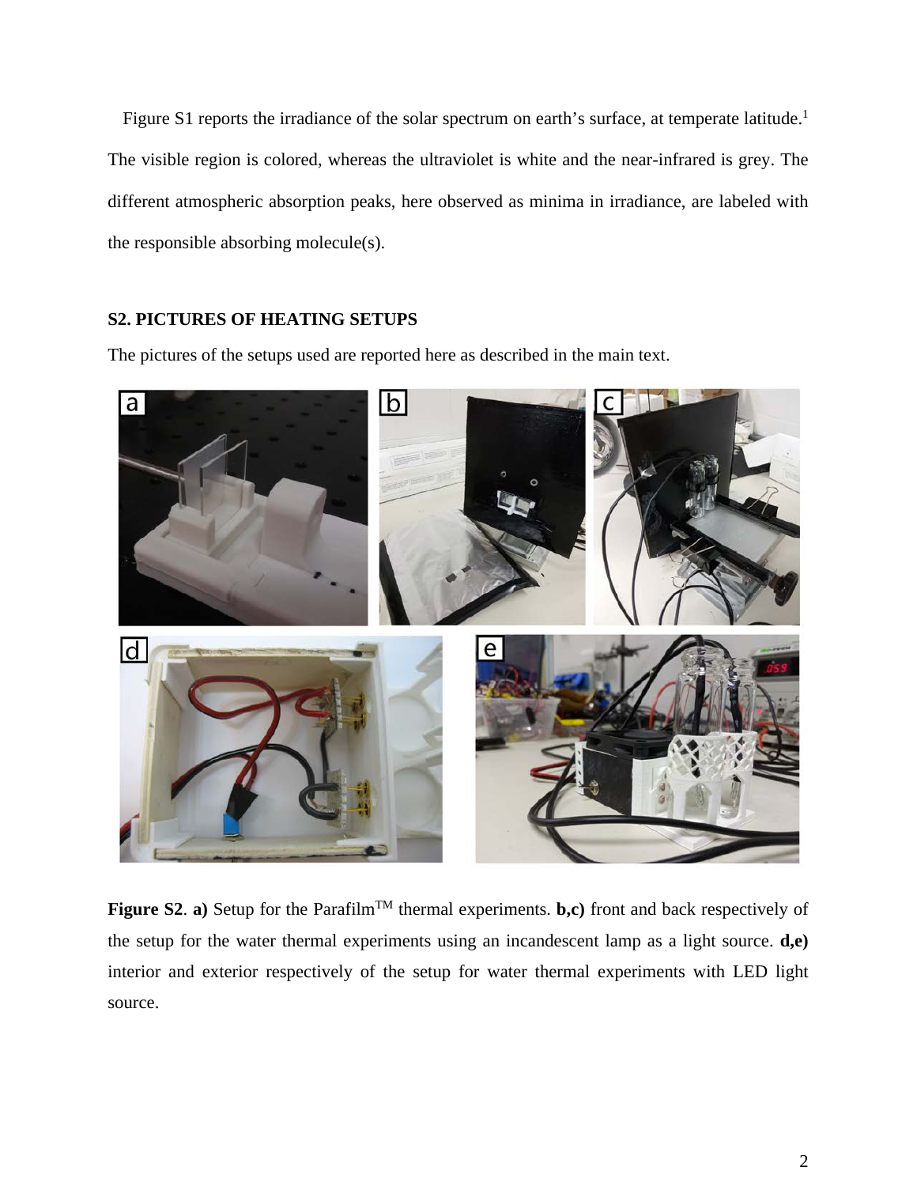Figure S1 reports the irradiance of the solar spectrum on earth's surface, at temperate latitude.[1] The visible region is colored, whereas the ultraviolet is white and the near-infrared is grey. The different atmospheric absorption peaks, here observed as minima in irradiance, are labeled with the responsible absorbing molecule(s).

## S2. PICTURES OF HEATING SETUPS

The pictures of the setups used are reported here as described in the main text.

**Figure S2**. **a)** Setup for the Parafilm™ thermal experiments. **b,c)** front and back respectively of the setup for the water thermal experiments using an incandescent lamp as a light source. **d,e)** interior and exterior respectively of the setup for water thermal experiments with LED light source.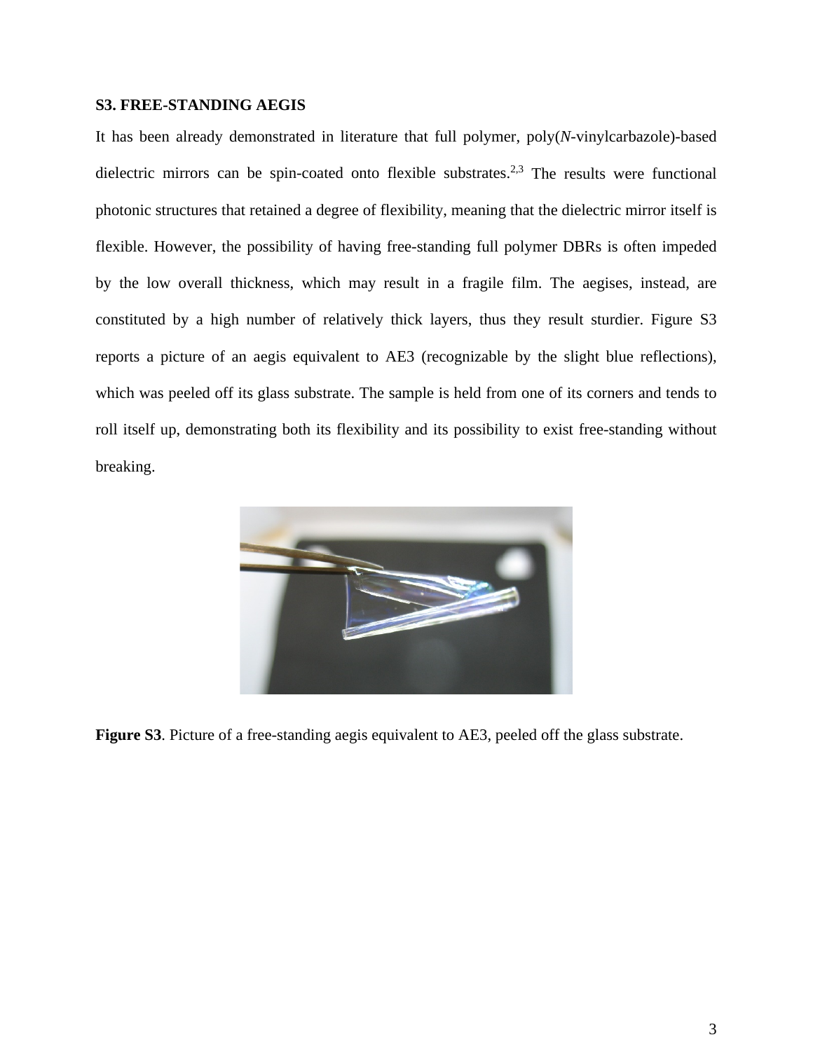### S3. FREE-STANDING AEGIS

It has been already demonstrated in literature that full polymer, poly(*N*-vinylcarbazole)-based dielectric mirrors can be spin-coated onto flexible substrates.[2,3] The results were functional photonic structures that retained a degree of flexibility, meaning that the dielectric mirror itself is flexible. However, the possibility of having free-standing full polymer DBRs is often impeded by the low overall thickness, which may result in a fragile film. The aegises, instead, are constituted by a high number of relatively thick layers, thus they result sturdier. Figure S3 reports a picture of an aegis equivalent to AE3 (recognizable by the slight blue reflections), which was peeled off its glass substrate. The sample is held from one of its corners and tends to roll itself up, demonstrating both its flexibility and its possibility to exist free-standing without breaking.

**Figure S3**. Picture of a free-standing aegis equivalent to AE3, peeled off the glass substrate.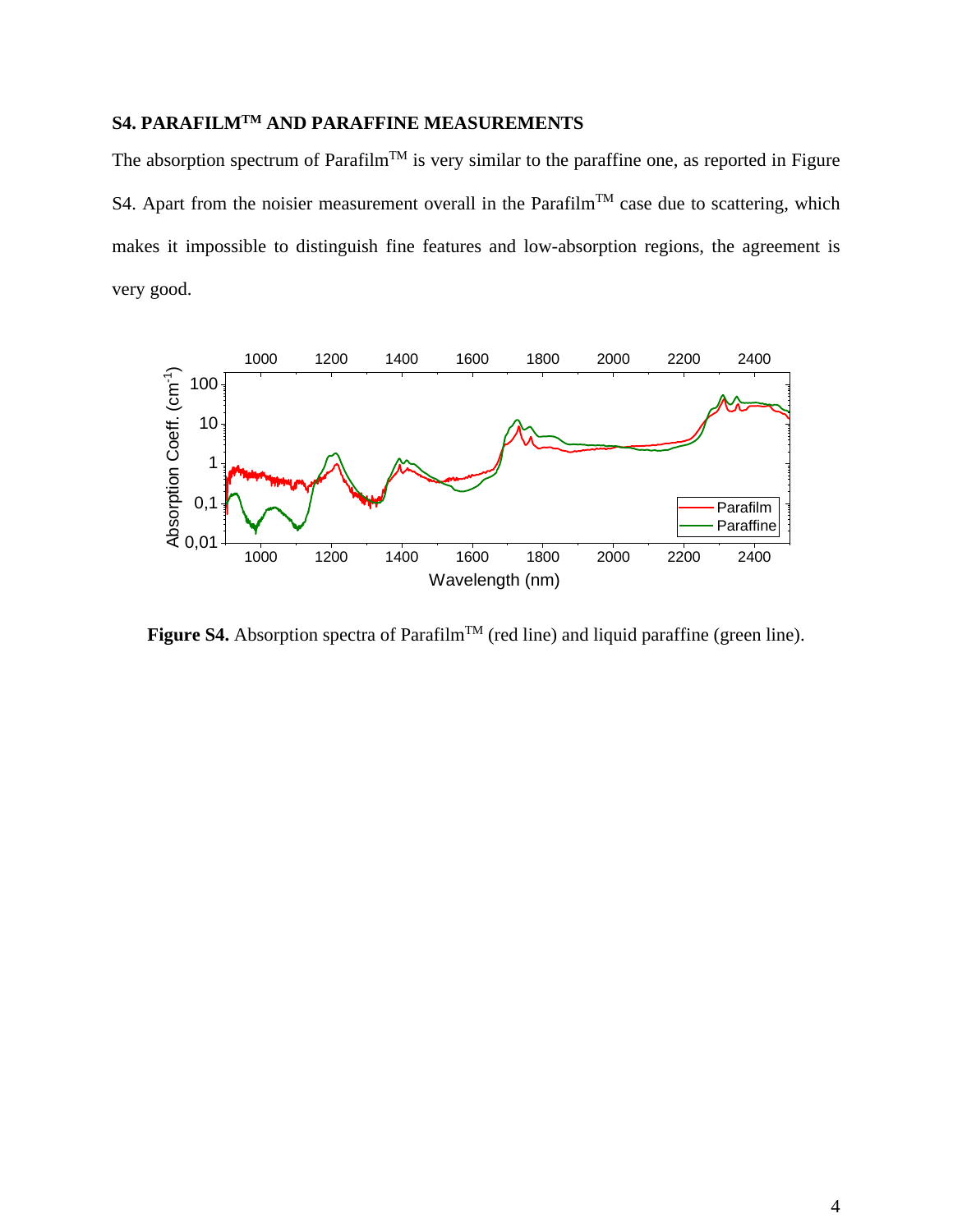## S4. PARAFILM$^{TM}$ AND PARAFFINE MEASUREMENTS

The absorption spectrum of Parafilm$^{TM}$ is very similar to the paraffine one, as reported in Figure S4. Apart from the noisier measurement overall in the Parafilm$^{TM}$ case due to scattering, which makes it impossible to distinguish fine features and low-absorption regions, the agreement is very good.

**Figure S4.** Absorption spectra of Parafilm$^{TM}$ (red line) and liquid paraffine (green line).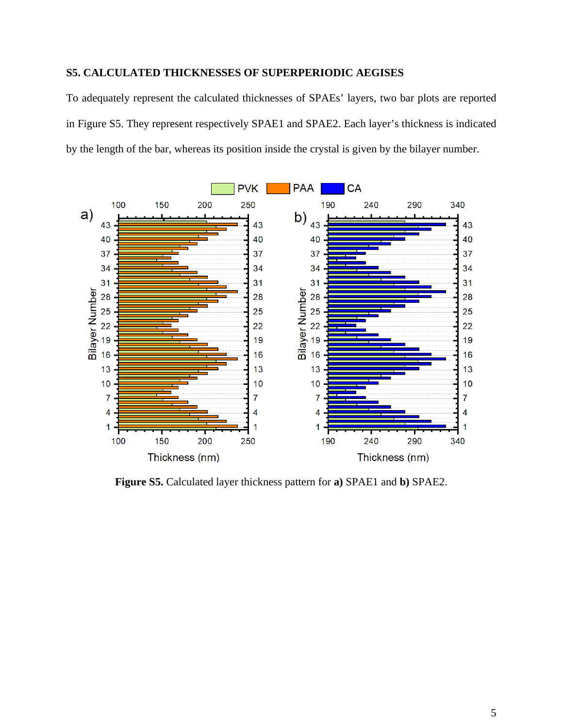## S5. CALCULATED THICKNESSES OF SUPERPERIODIC AEGISES

To adequately represent the calculated thicknesses of SPAEs' layers, two bar plots are reported in Figure S5. They represent respectively SPAE1 and SPAE2. Each layer's thickness is indicated by the length of the bar, whereas its position inside the crystal is given by the bilayer number.

**Figure S5.** Calculated layer thickness pattern for **a)** SPAE1 and **b)** SPAE2.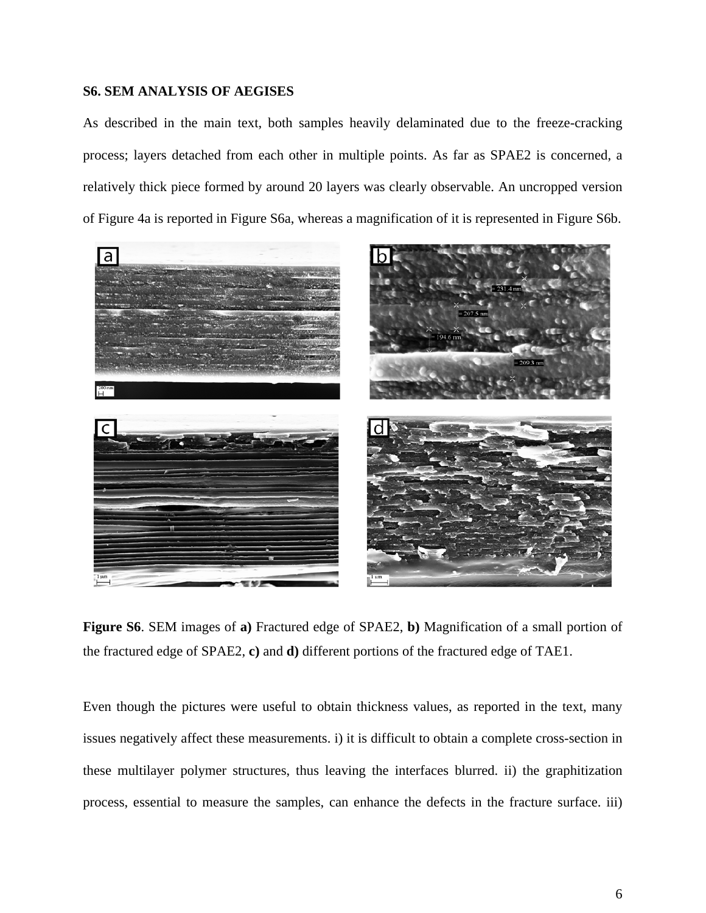**S6. SEM ANALYSIS OF AEGISES**

As described in the main text, both samples heavily delaminated due to the freeze-cracking process; layers detached from each other in multiple points. As far as SPAE2 is concerned, a relatively thick piece formed by around 20 layers was clearly observable. An uncropped version of Figure 4a is reported in Figure S6a, whereas a magnification of it is represented in Figure S6b.

**Figure S6**. SEM images of **a)** Fractured edge of SPAE2, **b)** Magnification of a small portion of the fractured edge of SPAE2, **c)** and **d)** different portions of the fractured edge of TAE1.

Even though the pictures were useful to obtain thickness values, as reported in the text, many issues negatively affect these measurements. i) it is difficult to obtain a complete cross-section in these multilayer polymer structures, thus leaving the interfaces blurred. ii) the graphitization process, essential to measure the samples, can enhance the defects in the fracture surface. iii)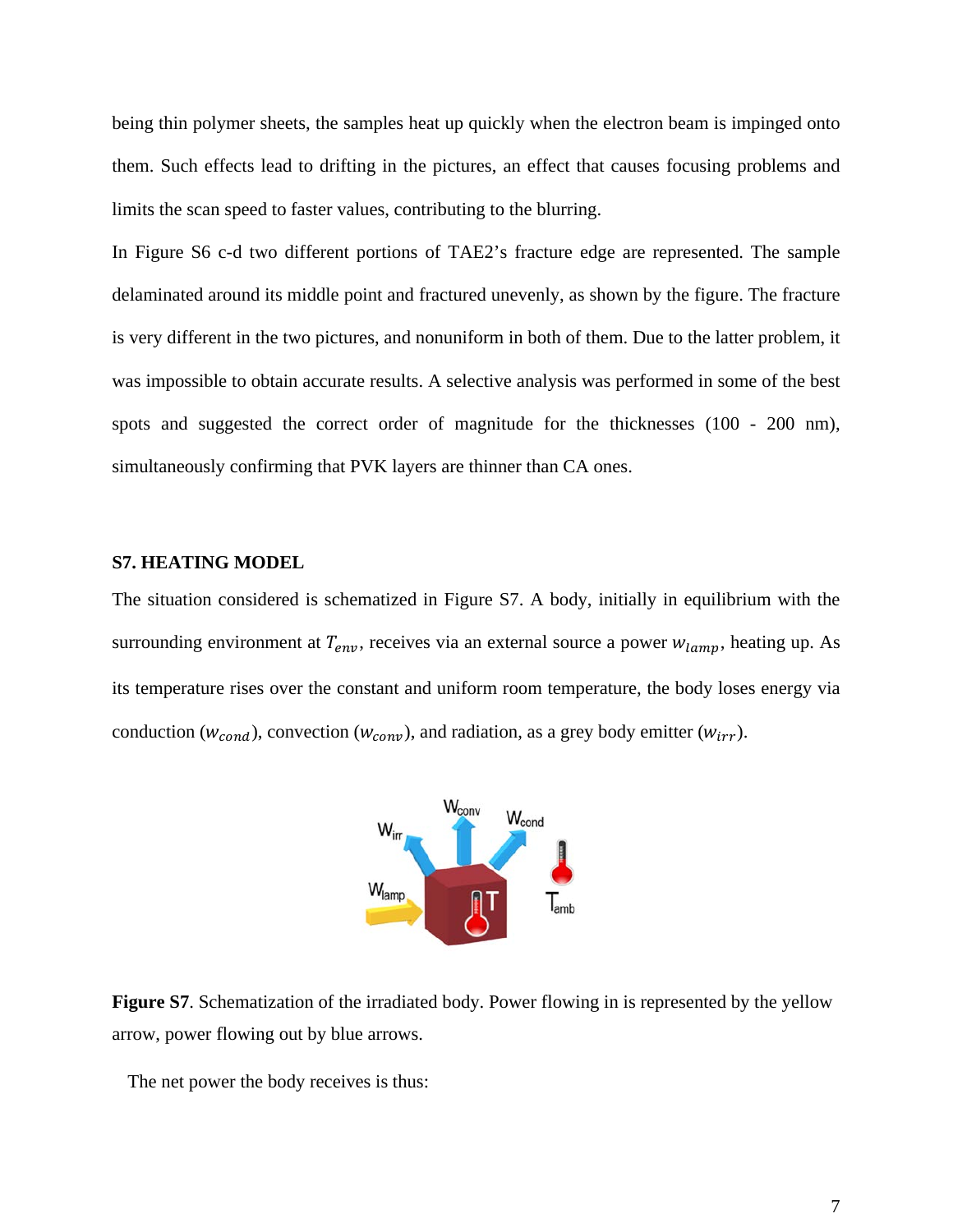being thin polymer sheets, the samples heat up quickly when the electron beam is impinged onto them. Such effects lead to drifting in the pictures, an effect that causes focusing problems and limits the scan speed to faster values, contributing to the blurring.

In Figure S6 c-d two different portions of TAE2's fracture edge are represented. The sample delaminated around its middle point and fractured unevenly, as shown by the figure. The fracture is very different in the two pictures, and nonuniform in both of them. Due to the latter problem, it was impossible to obtain accurate results. A selective analysis was performed in some of the best spots and suggested the correct order of magnitude for the thicknesses (100 - 200 nm), simultaneously confirming that PVK layers are thinner than CA ones.

## S7. HEATING MODEL

The situation considered is schematized in Figure S7. A body, initially in equilibrium with the surrounding environment at $T_{env}$, receives via an external source a power $w_{lamp}$, heating up. As its temperature rises over the constant and uniform room temperature, the body loses energy via conduction ($w_{cond}$), convection ($w_{conv}$), and radiation, as a grey body emitter ($w_{irr}$).

**Figure S7**. Schematization of the irradiated body. Power flowing in is represented by the yellow arrow, power flowing out by blue arrows.

The net power the body receives is thus: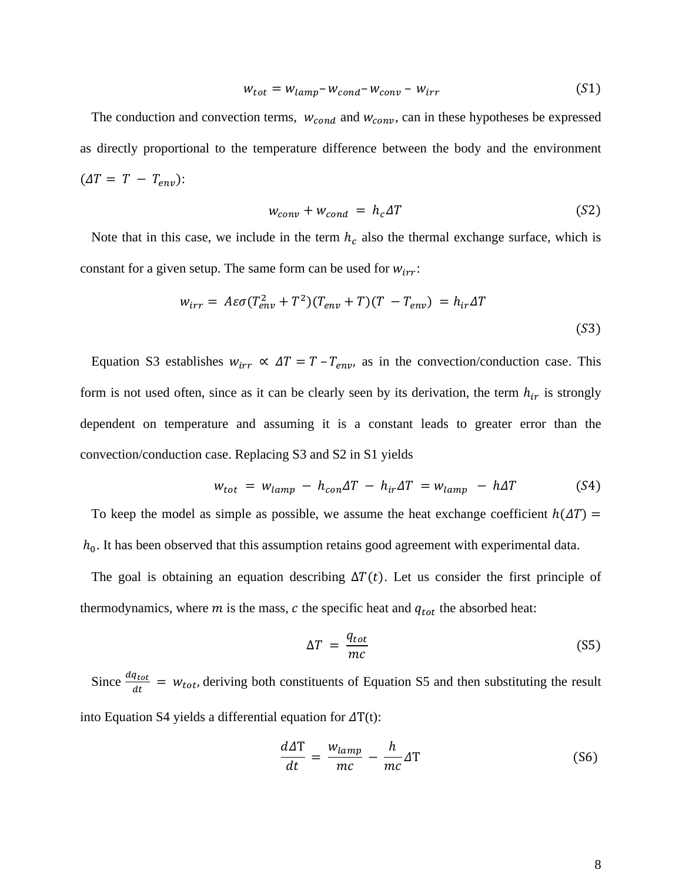$$w_{tot} = w_{lamp} – w_{cond} – w_{conv} – w_{irr} \tag{S1}$$

The conduction and convection terms, $w_{cond}$ and $w_{conv}$, can in these hypotheses be expressed as directly proportional to the temperature difference between the body and the environment ($\Delta T = T - T_{env}$):

$$w_{conv} + w_{cond} = h_c \Delta T \tag{S2}$$

Note that in this case, we include in the term $h_c$ also the thermal exchange surface, which is constant for a given setup. The same form can be used for $w_{irr}$:

$$w_{irr} = A\varepsilon\sigma(T_{env}^2 + T^2)(T_{env} + T)(T - T_{env}) = h_{ir}\Delta T \tag{S3}$$

Equation S3 establishes $w_{irr} \propto \Delta T = T – T_{env}$, as in the convection/conduction case. This form is not used often, since as it can be clearly seen by its derivation, the term $h_{ir}$ is strongly dependent on temperature and assuming it is a constant leads to greater error than the convection/conduction case. Replacing S3 and S2 in S1 yields

$$w_{tot} = w_{lamp} - h_{con}\Delta T - h_{ir}\Delta T = w_{lamp} - h\Delta T \tag{S4}$$

To keep the model as simple as possible, we assume the heat exchange coefficient $h(\Delta T) = h_0$. It has been observed that this assumption retains good agreement with experimental data.

The goal is obtaining an equation describing $\Delta T(t)$. Let us consider the first principle of thermodynamics, where $m$ is the mass, $c$ the specific heat and $q_{tot}$ the absorbed heat:

$$\Delta T = \frac{q_{tot}}{mc} \tag{S5}$$

Since $\frac{dq_{tot}}{dt} = w_{tot}$, deriving both constituents of Equation S5 and then substituting the result into Equation S4 yields a differential equation for $\Delta T(t)$:

$$\frac{d\Delta T}{dt} = \frac{w_{lamp}}{mc} - \frac{h}{mc}\Delta T \tag{S6}$$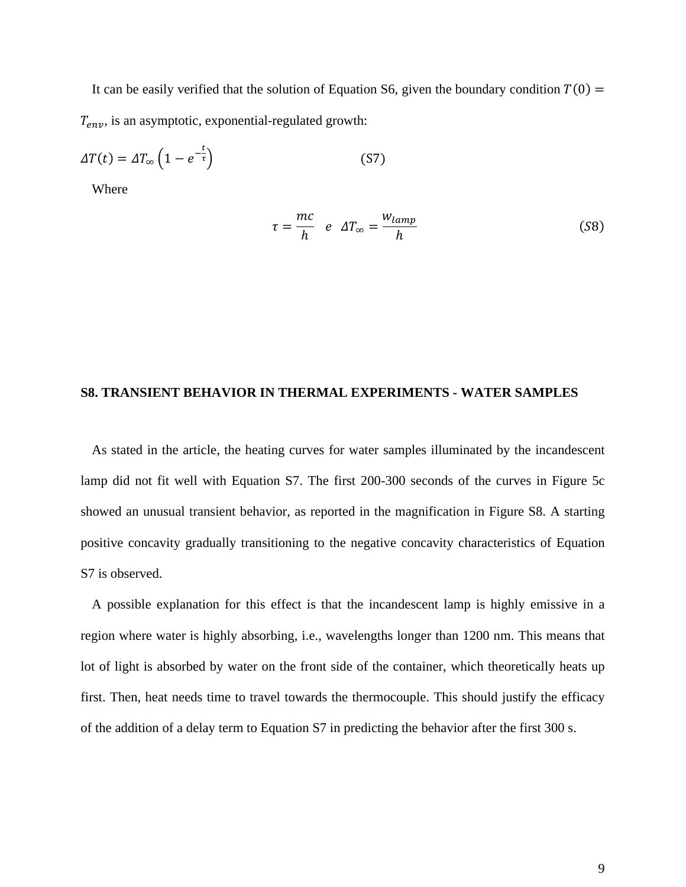It can be easily verified that the solution of Equation S6, given the boundary condition $T(0) = T_{env}$, is an asymptotic, exponential-regulated growth:

$$\Delta T(t) = \Delta T_{\infty}\left(1 - e^{-\frac{t}{\tau}}\right) \qquad (S7)$$

Where

$$\tau = \frac{mc}{h} \quad e \quad \Delta T_{\infty} = \frac{w_{lamp}}{h} \qquad (S8)$$

## S8. TRANSIENT BEHAVIOR IN THERMAL EXPERIMENTS - WATER SAMPLES

As stated in the article, the heating curves for water samples illuminated by the incandescent lamp did not fit well with Equation S7. The first 200-300 seconds of the curves in Figure 5c showed an unusual transient behavior, as reported in the magnification in Figure S8. A starting positive concavity gradually transitioning to the negative concavity characteristics of Equation S7 is observed.

A possible explanation for this effect is that the incandescent lamp is highly emissive in a region where water is highly absorbing, i.e., wavelengths longer than 1200 nm. This means that lot of light is absorbed by water on the front side of the container, which theoretically heats up first. Then, heat needs time to travel towards the thermocouple. This should justify the efficacy of the addition of a delay term to Equation S7 in predicting the behavior after the first 300 s.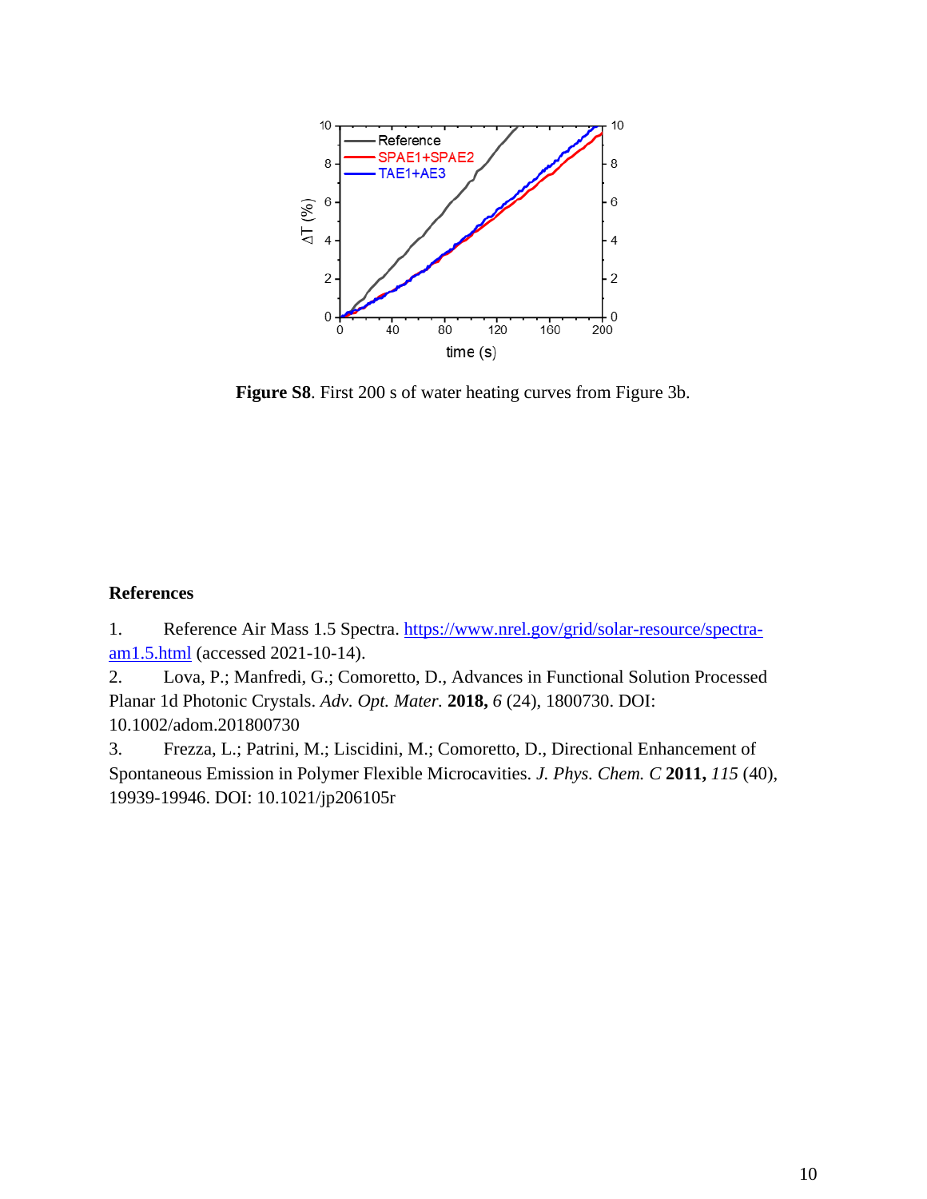Reference
SPAE1+SPAE2
TAE1+AE3

ΔT (%)

0
2
4
6
8
10

0
40
80
120
160
200

time (s)

**Figure S8**. First 200 s of water heating curves from Figure 3b.

**References**

1. Reference Air Mass 1.5 Spectra. https://www.nrel.gov/grid/solar-resource/spectra-am1.5.html (accessed 2021-10-14).

2. Lova, P.; Manfredi, G.; Comoretto, D., Advances in Functional Solution Processed Planar 1d Photonic Crystals. *Adv. Opt. Mater.* **2018,** *6* (24), 1800730. DOI: 10.1002/adom.201800730

3. Frezza, L.; Patrini, M.; Liscidini, M.; Comoretto, D., Directional Enhancement of Spontaneous Emission in Polymer Flexible Microcavities. *J. Phys. Chem. C* **2011,** *115* (40), 19939-19946. DOI: 10.1021/jp206105r